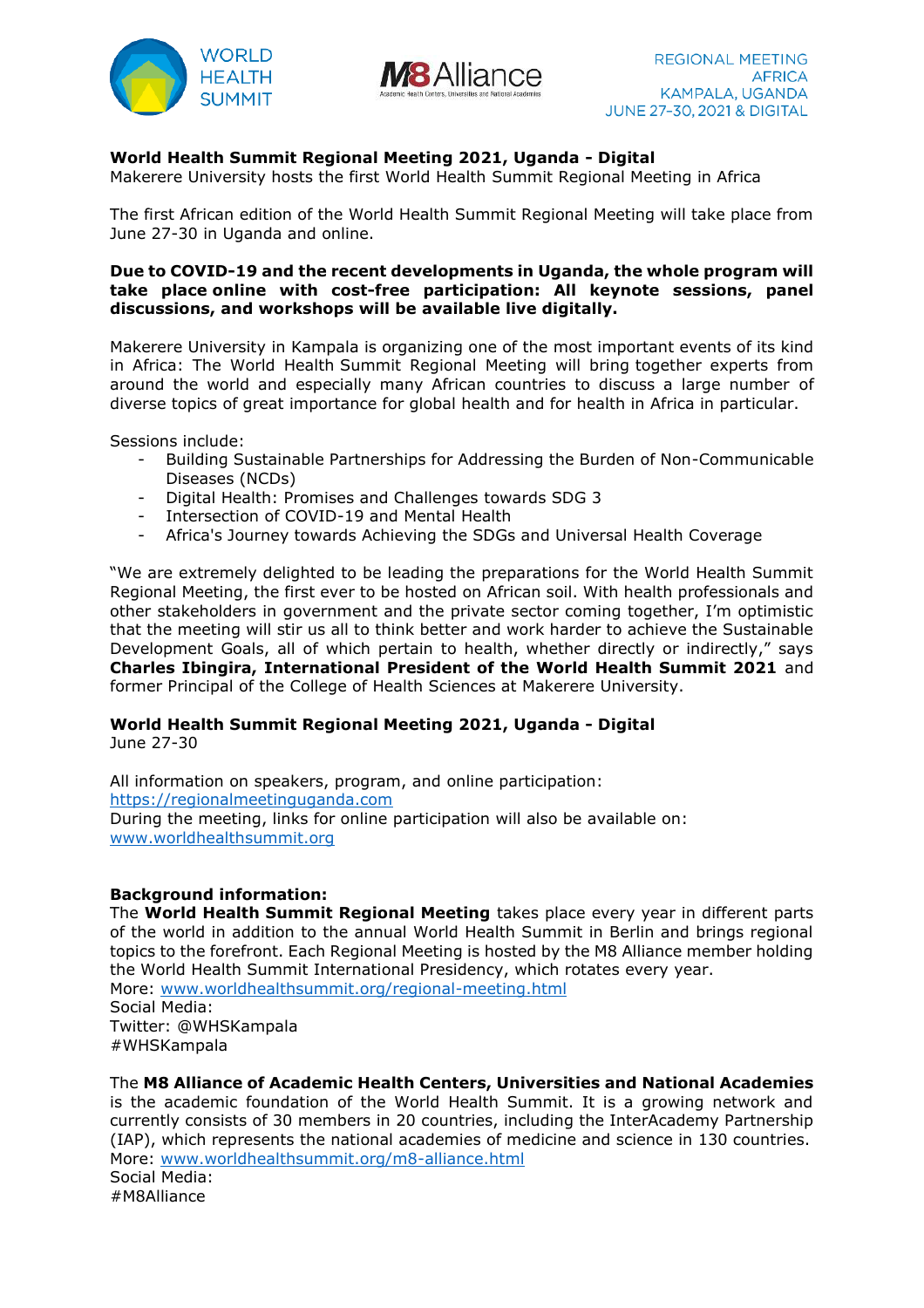WORLD HEALTH SUMMIT

M8 Alliance
Academic Health Centers, Universities and National Academies

REGIONAL MEETING
AFRICA
KAMPALA, UGANDA
JUNE 27-30, 2021 & DIGITAL

**World Health Summit Regional Meeting 2021, Uganda - Digital**
Makerere University hosts the first World Health Summit Regional Meeting in Africa

The first African edition of the World Health Summit Regional Meeting will take place from June 27-30 in Uganda and online.

**Due to COVID-19 and the recent developments in Uganda, the whole program will take place online with cost-free participation: All keynote sessions, panel discussions, and workshops will be available live digitally.**

Makerere University in Kampala is organizing one of the most important events of its kind in Africa: The World Health Summit Regional Meeting will bring together experts from around the world and especially many African countries to discuss a large number of diverse topics of great importance for global health and for health in Africa in particular.

Sessions include:

- Building Sustainable Partnerships for Addressing the Burden of Non-Communicable Diseases (NCDs)
- Digital Health: Promises and Challenges towards SDG 3
- Intersection of COVID-19 and Mental Health
- Africa's Journey towards Achieving the SDGs and Universal Health Coverage

"We are extremely delighted to be leading the preparations for the World Health Summit Regional Meeting, the first ever to be hosted on African soil. With health professionals and other stakeholders in government and the private sector coming together, I'm optimistic that the meeting will stir us all to think better and work harder to achieve the Sustainable Development Goals, all of which pertain to health, whether directly or indirectly," says **Charles Ibingira, International President of the World Health Summit 2021** and former Principal of the College of Health Sciences at Makerere University.

**World Health Summit Regional Meeting 2021, Uganda - Digital**
June 27-30

All information on speakers, program, and online participation:
https://regionalmeetinguganda.com
During the meeting, links for online participation will also be available on:
www.worldhealthsummit.org

**Background information:**
The **World Health Summit Regional Meeting** takes place every year in different parts of the world in addition to the annual World Health Summit in Berlin and brings regional topics to the forefront. Each Regional Meeting is hosted by the M8 Alliance member holding the World Health Summit International Presidency, which rotates every year.
More: www.worldhealthsummit.org/regional-meeting.html
Social Media:
Twitter: @WHSKampala
#WHSKampala

The **M8 Alliance of Academic Health Centers, Universities and National Academies** is the academic foundation of the World Health Summit. It is a growing network and currently consists of 30 members in 20 countries, including the InterAcademy Partnership (IAP), which represents the national academies of medicine and science in 130 countries.
More: www.worldhealthsummit.org/m8-alliance.html
Social Media:
#M8Alliance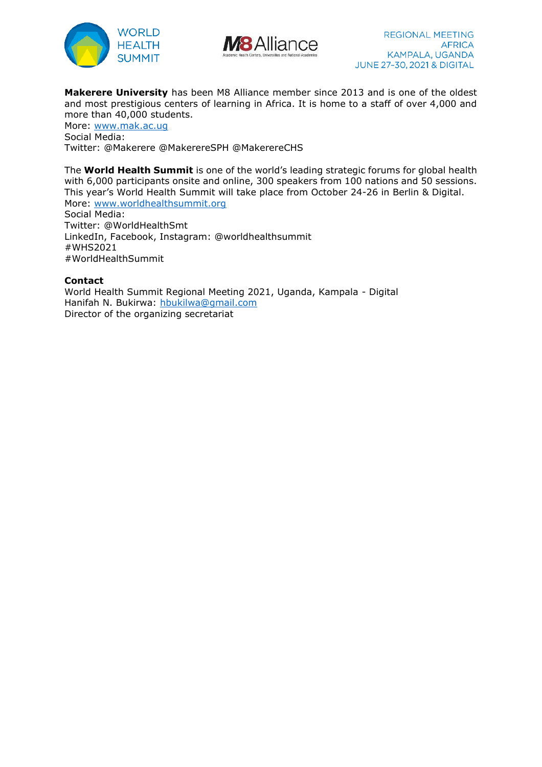**Makerere University** has been M8 Alliance member since 2013 and is one of the oldest and most prestigious centers of learning in Africa. It is home to a staff of over 4,000 and more than 40,000 students.
More: www.mak.ac.ug
Social Media:
Twitter: @Makerere @MakerereSPH @MakerereCHS

The **World Health Summit** is one of the world's leading strategic forums for global health with 6,000 participants onsite and online, 300 speakers from 100 nations and 50 sessions. This year's World Health Summit will take place from October 24-26 in Berlin & Digital.
More: www.worldhealthsummit.org
Social Media:
Twitter: @WorldHealthSmt
LinkedIn, Facebook, Instagram: @worldhealthsummit
#WHS2021
#WorldHealthSummit

**Contact**
World Health Summit Regional Meeting 2021, Uganda, Kampala - Digital
Hanifah N. Bukirwa: hbukilwa@gmail.com
Director of the organizing secretariat